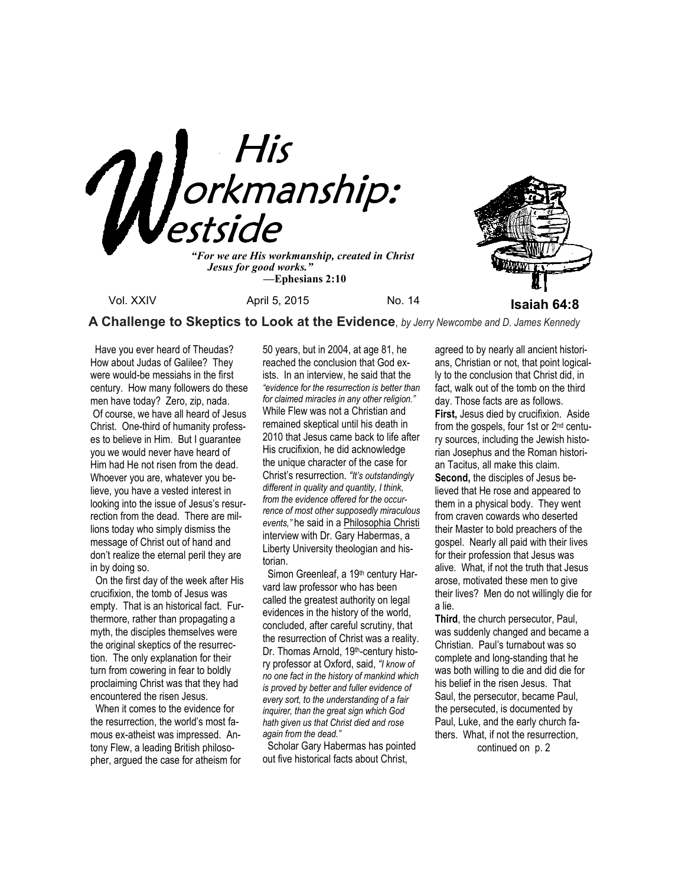# His Workmanship: Westside

***"For we are His workmanship, created in Christ Jesus for good works."***
**—Ephesians 2:10**

Vol. XXIV April 5, 2015 No. 14

**Isaiah 64:8**

## A Challenge to Skeptics to Look at the Evidence, *by Jerry Newcombe and D. James Kennedy*

Have you ever heard of Theudas? How about Judas of Galilee? They were would-be messiahs in the first century. How many followers do these men have today? Zero, zip, nada.

Of course, we have all heard of Jesus Christ. One-third of humanity professes to believe in Him. But I guarantee you we would never have heard of Him had He not risen from the dead. Whoever you are, whatever you believe, you have a vested interest in looking into the issue of Jesus's resurrection from the dead. There are millions today who simply dismiss the message of Christ out of hand and don't realize the eternal peril they are in by doing so.

On the first day of the week after His crucifixion, the tomb of Jesus was empty. That is an historical fact. Furthermore, rather than propagating a myth, the disciples themselves were the original skeptics of the resurrection. The only explanation for their turn from cowering in fear to boldly proclaiming Christ was that they had encountered the risen Jesus.

When it comes to the evidence for the resurrection, the world's most famous ex-atheist was impressed. Antony Flew, a leading British philosopher, argued the case for atheism for 50 years, but in 2004, at age 81, he reached the conclusion that God exists. In an interview, he said that the *"evidence for the resurrection is better than for claimed miracles in any other religion."* While Flew was not a Christian and remained skeptical until his death in 2010 that Jesus came back to life after His crucifixion, he did acknowledge the unique character of the case for Christ's resurrection. *"It's outstandingly different in quality and quantity, I think, from the evidence offered for the occurrence of most other supposedly miraculous events,"* he said in a Philosophia Christi interview with Dr. Gary Habermas, a Liberty University theologian and historian.

Simon Greenleaf, a 19th century Harvard law professor who has been called the greatest authority on legal evidences in the history of the world, concluded, after careful scrutiny, that the resurrection of Christ was a reality. Dr. Thomas Arnold, 19th-century history professor at Oxford, said, *"I know of no one fact in the history of mankind which is proved by better and fuller evidence of every sort, to the understanding of a fair inquirer, than the great sign which God hath given us that Christ died and rose again from the dead."*

Scholar Gary Habermas has pointed out five historical facts about Christ, agreed to by nearly all ancient historians, Christian or not, that point logically to the conclusion that Christ did, in fact, walk out of the tomb on the third day. Those facts are as follows.

**First,** Jesus died by crucifixion. Aside from the gospels, four 1st or 2nd century sources, including the Jewish historian Josephus and the Roman historian Tacitus, all make this claim.

**Second,** the disciples of Jesus believed that He rose and appeared to them in a physical body. They went from craven cowards who deserted their Master to bold preachers of the gospel. Nearly all paid with their lives for their profession that Jesus was alive. What, if not the truth that Jesus arose, motivated these men to give their lives? Men do not willingly die for a lie.

**Third**, the church persecutor, Paul, was suddenly changed and became a Christian. Paul's turnabout was so complete and long-standing that he was both willing to die and did die for his belief in the risen Jesus. That Saul, the persecutor, became Paul, the persecuted, is documented by Paul, Luke, and the early church fathers. What, if not the resurrection,

continued on p. 2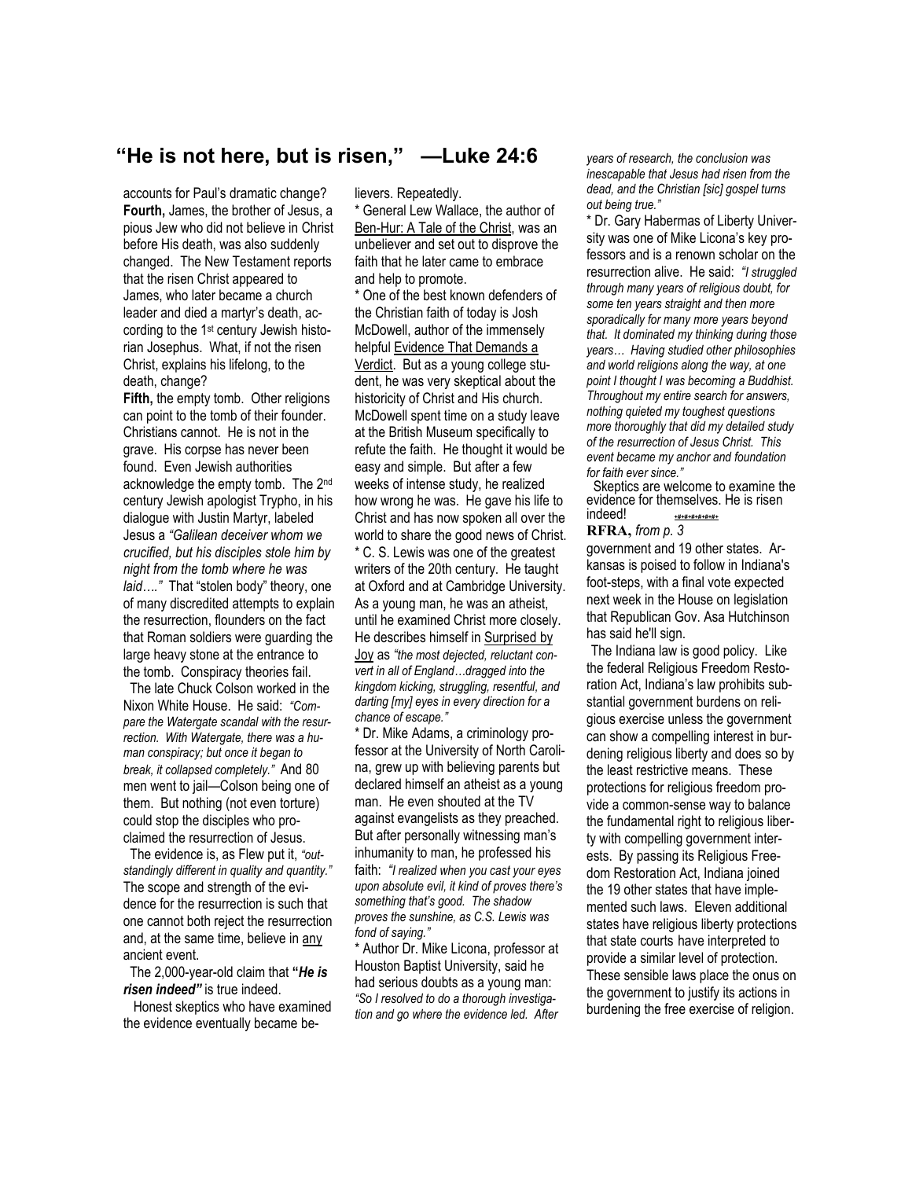# "He is not here, but is risen," —Luke 24:6

accounts for Paul's dramatic change?

**Fourth,** James, the brother of Jesus, a pious Jew who did not believe in Christ before His death, was also suddenly changed. The New Testament reports that the risen Christ appeared to James, who later became a church leader and died a martyr's death, according to the 1st century Jewish historian Josephus. What, if not the risen Christ, explains his lifelong, to the death, change?

**Fifth,** the empty tomb. Other religions can point to the tomb of their founder. Christians cannot. He is not in the grave. His corpse has never been found. Even Jewish authorities acknowledge the empty tomb. The 2nd century Jewish apologist Trypho, in his dialogue with Justin Martyr, labeled Jesus a *"Galilean deceiver whom we crucified, but his disciples stole him by night from the tomb where he was laid…."* That "stolen body" theory, one of many discredited attempts to explain the resurrection, flounders on the fact that Roman soldiers were guarding the large heavy stone at the entrance to the tomb. Conspiracy theories fail.

The late Chuck Colson worked in the Nixon White House. He said: *"Compare the Watergate scandal with the resurrection. With Watergate, there was a human conspiracy; but once it began to break, it collapsed completely."* And 80 men went to jail—Colson being one of them. But nothing (not even torture) could stop the disciples who proclaimed the resurrection of Jesus.

The evidence is, as Flew put it, *"outstandingly different in quality and quantity."* The scope and strength of the evidence for the resurrection is such that one cannot both reject the resurrection and, at the same time, believe in <u>any</u> ancient event.

The 2,000-year-old claim that ***"He is risen indeed"*** is true indeed.

Honest skeptics who have examined the evidence eventually became believers. Repeatedly.

* General Lew Wallace, the author of <u>Ben-Hur: A Tale of the Christ</u>, was an unbeliever and set out to disprove the faith that he later came to embrace and help to promote.

* One of the best known defenders of the Christian faith of today is Josh McDowell, author of the immensely helpful <u>Evidence That Demands a Verdict</u>. But as a young college student, he was very skeptical about the historicity of Christ and His church. McDowell spent time on a study leave at the British Museum specifically to refute the faith. He thought it would be easy and simple. But after a few weeks of intense study, he realized how wrong he was. He gave his life to Christ and has now spoken all over the world to share the good news of Christ.

* C. S. Lewis was one of the greatest writers of the 20th century. He taught at Oxford and at Cambridge University. As a young man, he was an atheist, until he examined Christ more closely. He describes himself in <u>Surprised by Joy</u> as *"the most dejected, reluctant convert in all of England…dragged into the kingdom kicking, struggling, resentful, and darting [my] eyes in every direction for a chance of escape."*

* Dr. Mike Adams, a criminology professor at the University of North Carolina, grew up with believing parents but declared himself an atheist as a young man. He even shouted at the TV against evangelists as they preached. But after personally witnessing man's inhumanity to man, he professed his faith: *"I realized when you cast your eyes upon absolute evil, it kind of proves there's something that's good. The shadow proves the sunshine, as C.S. Lewis was fond of saying."*

* Author Dr. Mike Licona, professor at Houston Baptist University, said he had serious doubts as a young man: *"So I resolved to do a thorough investigation and go where the evidence led. After years of research, the conclusion was inescapable that Jesus had risen from the dead, and the Christian [sic] gospel turns out being true."*

* Dr. Gary Habermas of Liberty University was one of Mike Licona's key professors and is a renown scholar on the resurrection alive. He said: *"I struggled through many years of religious doubt, for some ten years straight and then more sporadically for many more years beyond that. It dominated my thinking during those years… Having studied other philosophies and world religions along the way, at one point I thought I was becoming a Buddhist. Throughout my entire search for answers, nothing quieted my toughest questions more thoroughly that did my detailed study of the resurrection of Jesus Christ. This event became my anchor and foundation for faith ever since."*

Skeptics are welcome to examine the evidence for themselves. He is risen indeed!

**RFRA,** *from p. 3*

government and 19 other states. Arkansas is poised to follow in Indiana's foot-steps, with a final vote expected next week in the House on legislation that Republican Gov. Asa Hutchinson has said he'll sign.

The Indiana law is good policy. Like the federal Religious Freedom Restoration Act, Indiana's law prohibits substantial government burdens on religious exercise unless the government can show a compelling interest in burdening religious liberty and does so by the least restrictive means. These protections for religious freedom provide a common-sense way to balance the fundamental right to religious liberty with compelling government interests. By passing its Religious Freedom Restoration Act, Indiana joined the 19 other states that have implemented such laws. Eleven additional states have religious liberty protections that state courts have interpreted to provide a similar level of protection. These sensible laws place the onus on the government to justify its actions in burdening the free exercise of religion.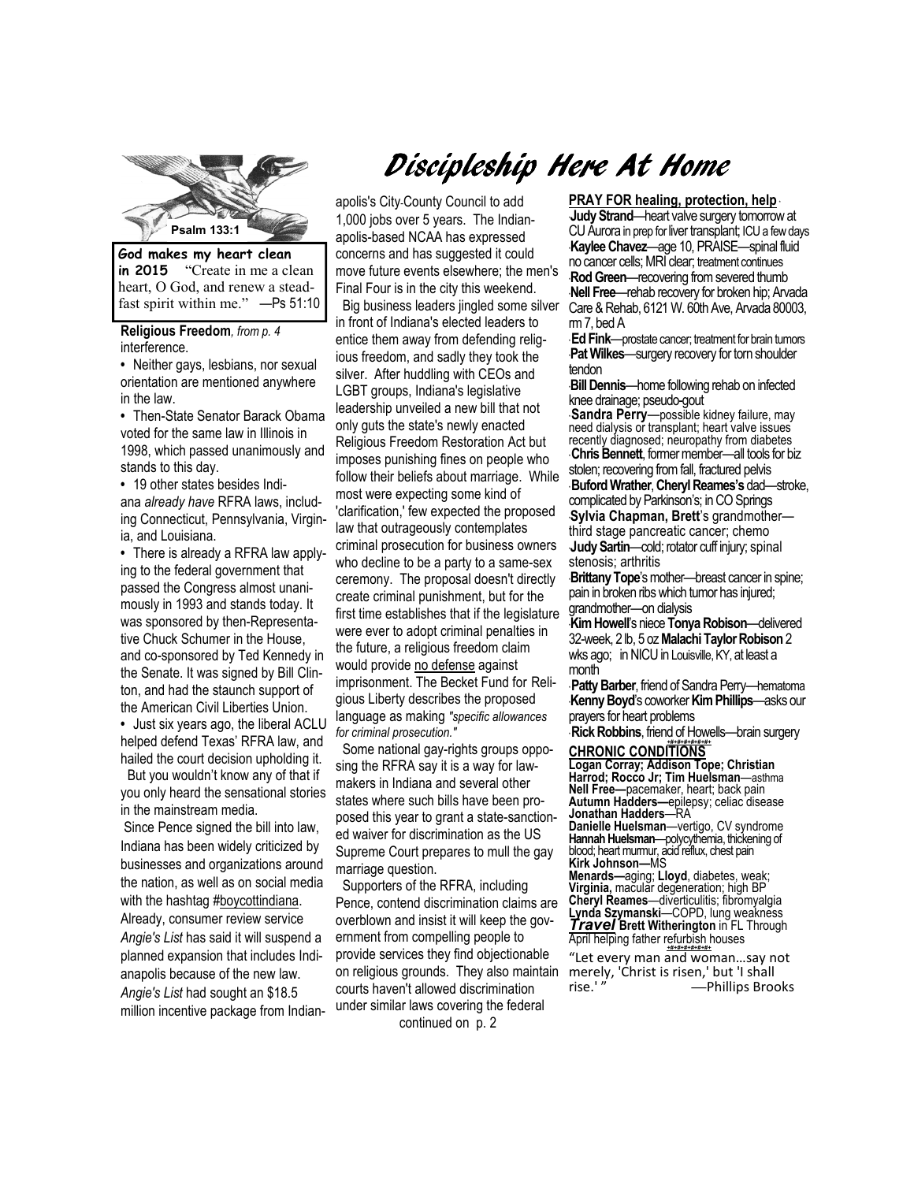# Discipleship Here At Home

Psalm 133:1

**God makes my heart clean in 2015** "Create in me a clean heart, O God, and renew a steadfast spirit within me." —Ps 51:10

**Religious Freedom**, *from p. 4* interference.

- Neither gays, lesbians, nor sexual orientation are mentioned anywhere in the law.
- Then-State Senator Barack Obama voted for the same law in Illinois in 1998, which passed unanimously and stands to this day.
- 19 other states besides Indiana *already have* RFRA laws, including Connecticut, Pennsylvania, Virginia, and Louisiana.
- There is already a RFRA law applying to the federal government that passed the Congress almost unanimously in 1993 and stands today. It was sponsored by then-Representative Chuck Schumer in the House, and co-sponsored by Ted Kennedy in the Senate. It was signed by Bill Clinton, and had the staunch support of the American Civil Liberties Union.
- Just six years ago, the liberal ACLU helped defend Texas' RFRA law, and hailed the court decision upholding it.

But you wouldn't know any of that if you only heard the sensational stories in the mainstream media.

Since Pence signed the bill into law, Indiana has been widely criticized by businesses and organizations around the nation, as well as on social media with the hashtag #boycottindiana. Already, consumer review service *Angie's List* has said it will suspend a planned expansion that includes Indianapolis because of the new law. *Angie's List* had sought an $18.5 million incentive package from Indianapolis's City-County Council to add 1,000 jobs over 5 years. The Indianapolis-based NCAA has expressed concerns and has suggested it could move future events elsewhere; the men's Final Four is in the city this weekend.

Big business leaders jingled some silver in front of Indiana's elected leaders to entice them away from defending religious freedom, and sadly they took the silver. After huddling with CEOs and LGBT groups, Indiana's legislative leadership unveiled a new bill that not only guts the state's newly enacted Religious Freedom Restoration Act but imposes punishing fines on people who follow their beliefs about marriage. While most were expecting some kind of 'clarification,' few expected the proposed law that outrageously contemplates criminal prosecution for business owners who decline to be a party to a same-sex ceremony. The proposal doesn't directly create criminal punishment, but for the first time establishes that if the legislature were ever to adopt criminal penalties in the future, a religious freedom claim would provide no defense against imprisonment. The Becket Fund for Religious Liberty describes the proposed language as making *"specific allowances for criminal prosecution."*

Some national gay-rights groups opposing the RFRA say it is a way for lawmakers in Indiana and several other states where such bills have been proposed this year to grant a state-sanctioned waiver for discrimination as the US Supreme Court prepares to mull the gay marriage question.

Supporters of the RFRA, including Pence, contend discrimination claims are overblown and insist it will keep the government from compelling people to provide services they find objectionable on religious grounds. They also maintain courts haven't allowed discrimination under similar laws covering the federal

continued on p. 2

**PRAY FOR healing, protection, help**

- **Judy Strand**—heart valve surgery tomorrow at CU Aurora in prep for liver transplant; ICU a few days
- **Kaylee Chavez**—age 10, PRAISE—spinal fluid no cancer cells; MRI clear; treatment continues
- **Rod Green**—recovering from severed thumb
- **Nell Free**—rehab recovery for broken hip; Arvada Care & Rehab, 6121 W. 60th Ave, Arvada 80003, rm 7, bed A
- **Ed Fink**—prostate cancer; treatment for brain tumors
- **Pat Wilkes**—surgery recovery for torn shoulder tendon
- **Bill Dennis**—home following rehab on infected knee drainage; pseudo-gout
- **Sandra Perry**—possible kidney failure, may need dialysis or transplant; heart valve issues recently diagnosed; neuropathy from diabetes
- **Chris Bennett**, former member—all tools for biz stolen; recovering from fall, fractured pelvis
- **Buford Wrather**, **Cheryl Reames's** dad—stroke, complicated by Parkinson's; in CO Springs
- **Sylvia Chapman, Brett**'s grandmother—third stage pancreatic cancer; chemo
- **Judy Sartin**—cold; rotator cuff injury; spinal stenosis; arthritis
- **Brittany Tope**'s mother—breast cancer in spine; pain in broken ribs which tumor has injured; grandmother—on dialysis
- **Kim Howell**'s niece **Tonya Robison**—delivered 32-week, 2 lb, 5 oz **Malachi Taylor Robison** 2 wks ago; in NICU in Louisville, KY, at least a month
- **Patty Barber**, friend of Sandra Perry—hematoma
- **Kenny Boyd**'s coworker **Kim Phillips**—asks our prayers for heart problems
- **Rick Robbins**, friend of Howells—brain surgery

**CHRONIC CONDITIONS**

**Logan Corray; Addison Tope; Christian Harrod; Rocco Jr; Tim Huelsman**—asthma
**Nell Free—**pacemaker, heart; back pain
**Autumn Hadders—**epilepsy; celiac disease
**Jonathan Hadders**—RA
**Danielle Huelsman**—vertigo, CV syndrome
**Hannah Huelsman**—polycythemia, thickening of blood; heart murmur, acid reflux, chest pain
**Kirk Johnson—**MS
**Menards—**aging; **Lloyd**, diabetes, weak; **Virginia,** macular degeneration; high BP
**Cheryl Reames**—diverticulitis; fibromyalgia
**Lynda Szymanski**—COPD, lung weakness
***Travel*** **Brett Witherington** in FL Through April helping father refurbish houses

"Let every man and woman…say not merely, 'Christ is risen,' but 'I shall rise.' " —Phillips Brooks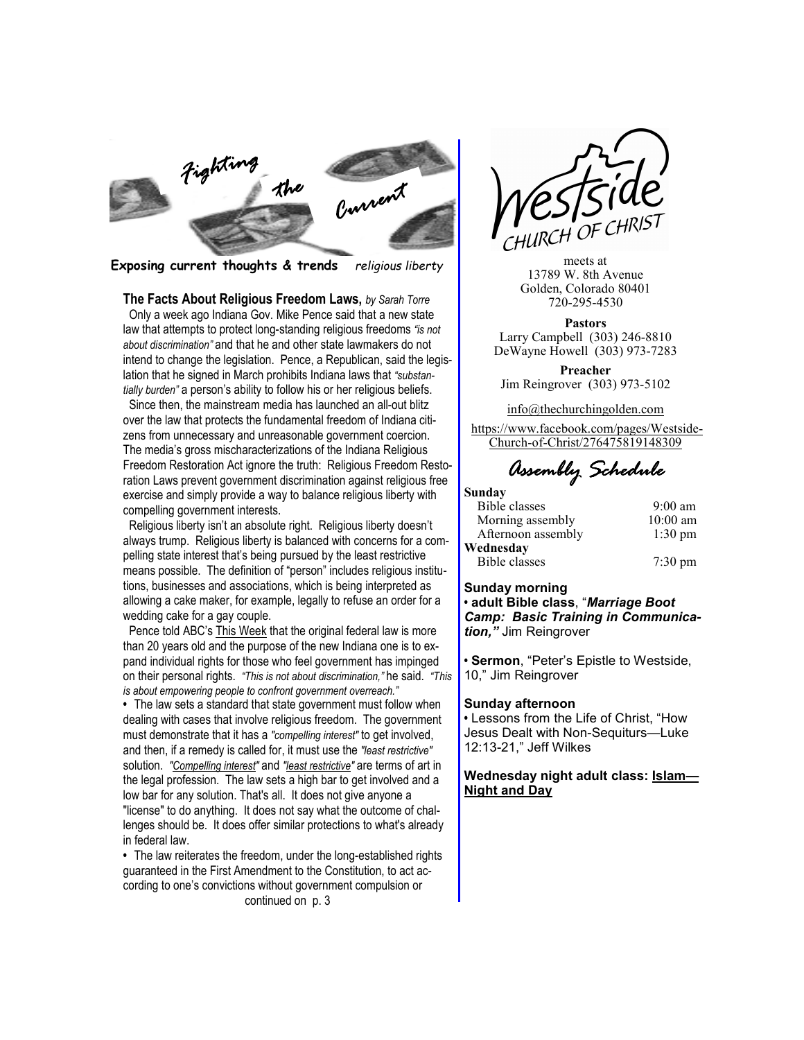*Fighting the Current*

**Exposing current thoughts & trends** *religious liberty*

**The Facts About Religious Freedom Laws,** *by Sarah Torre*

Only a week ago Indiana Gov. Mike Pence said that a new state law that attempts to protect long-standing religious freedoms *"is not about discrimination"* and that he and other state lawmakers do not intend to change the legislation. Pence, a Republican, said the legislation that he signed in March prohibits Indiana laws that *"substantially burden"* a person's ability to follow his or her religious beliefs.

Since then, the mainstream media has launched an all-out blitz over the law that protects the fundamental freedom of Indiana citizens from unnecessary and unreasonable government coercion. The media's gross mischaracterizations of the Indiana Religious Freedom Restoration Act ignore the truth: Religious Freedom Restoration Laws prevent government discrimination against religious free exercise and simply provide a way to balance religious liberty with compelling government interests.

Religious liberty isn't an absolute right. Religious liberty doesn't always trump. Religious liberty is balanced with concerns for a compelling state interest that's being pursued by the least restrictive means possible. The definition of "person" includes religious institutions, businesses and associations, which is being interpreted as allowing a cake maker, for example, legally to refuse an order for a wedding cake for a gay couple.

Pence told ABC's This Week that the original federal law is more than 20 years old and the purpose of the new Indiana one is to expand individual rights for those who feel government has impinged on their personal rights. *"This is not about discrimination,"* he said. *"This is about empowering people to confront government overreach."*

- The law sets a standard that state government must follow when dealing with cases that involve religious freedom. The government must demonstrate that it has a *"compelling interest"* to get involved, and then, if a remedy is called for, it must use the *"least restrictive"* solution. *"Compelling interest"* and *"least restrictive"* are terms of art in the legal profession. The law sets a high bar to get involved and a low bar for any solution. That's all. It does not give anyone a "license" to do anything. It does not say what the outcome of challenges should be. It does offer similar protections to what's already in federal law.
- The law reiterates the freedom, under the long-established rights guaranteed in the First Amendment to the Constitution, to act according to one's convictions without government compulsion or

continued on p. 3

---

**Westside CHURCH OF CHRIST**

meets at
13789 W. 8th Avenue
Golden, Colorado 80401
720-295-4530

**Pastors**
Larry Campbell (303) 246-8810
DeWayne Howell (303) 973-7283

**Preacher**
Jim Reingrover (303) 973-5102

info@thechurchingolden.com

https://www.facebook.com/pages/Westside-Church-of-Christ/276475819148309

## *Assembly Schedule*

| | |
|---|---|
| **Sunday** | |
| Bible classes | 9:00 am |
| Morning assembly | 10:00 am |
| Afternoon assembly | 1:30 pm |
| **Wednesday** | |
| Bible classes | 7:30 pm |

**Sunday morning**

- **adult Bible class**, "***Marriage Boot Camp: Basic Training in Communication,"*** Jim Reingrover

- **Sermon**, "Peter's Epistle to Westside, 10," Jim Reingrover

**Sunday afternoon**

- Lessons from the Life of Christ, "How Jesus Dealt with Non-Sequiturs—Luke 12:13-21," Jeff Wilkes

**Wednesday night adult class: Islam—Night and Day**